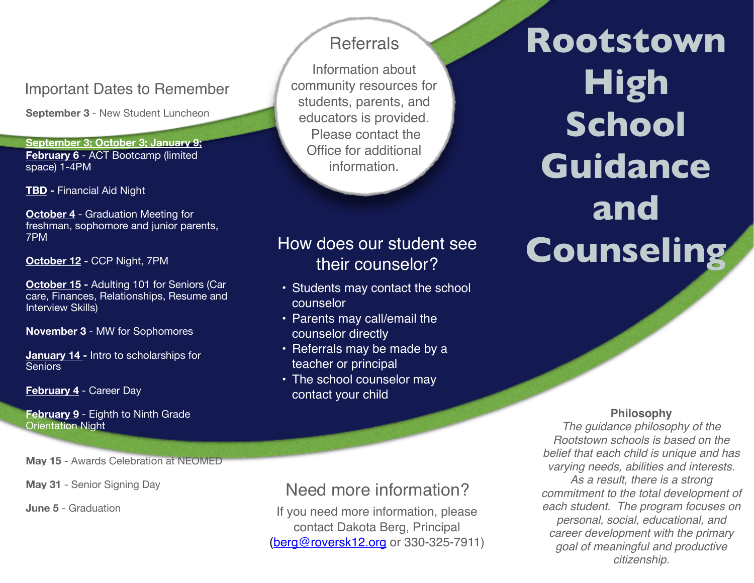# Rootstown High School Guidance and Counseling

## Important Dates to Remember

**September 3** - New Student Luncheon

**September 3; October 3; January 9; February 6** - ACT Bootcamp (limited space) 1-4PM

**TBD** - Financial Aid Night

**October 4** - Graduation Meeting for freshman, sophomore and junior parents, 7PM

**October 12** - CCP Night, 7PM

**October 15** - Adulting 101 for Seniors (Car care, Finances, Relationships, Resume and Interview Skills)

**November 3** - MW for Sophomores

**January 14** - Intro to scholarships for Seniors

**February 4** - Career Day

**February 9** - Eighth to Ninth Grade Orientation Night

**May 15** - Awards Celebration at NEOMED

**May 31** - Senior Signing Day

**June 5** - Graduation

## Referrals

Information about community resources for students, parents, and educators is provided. Please contact the Office for additional information.

## How does our student see their counselor?

- Students may contact the school counselor
- Parents may call/email the counselor directly
- Referrals may be made by a teacher or principal
- The school counselor may contact your child

## Need more information?

If you need more information, please contact Dakota Berg, Principal (berg@roversk12.org or 330-325-7911)

**Philosophy**

*The guidance philosophy of the Rootstown schools is based on the belief that each child is unique and has varying needs, abilities and interests. As a result, there is a strong commitment to the total development of each student. The program focuses on personal, social, educational, and career development with the primary goal of meaningful and productive citizenship.*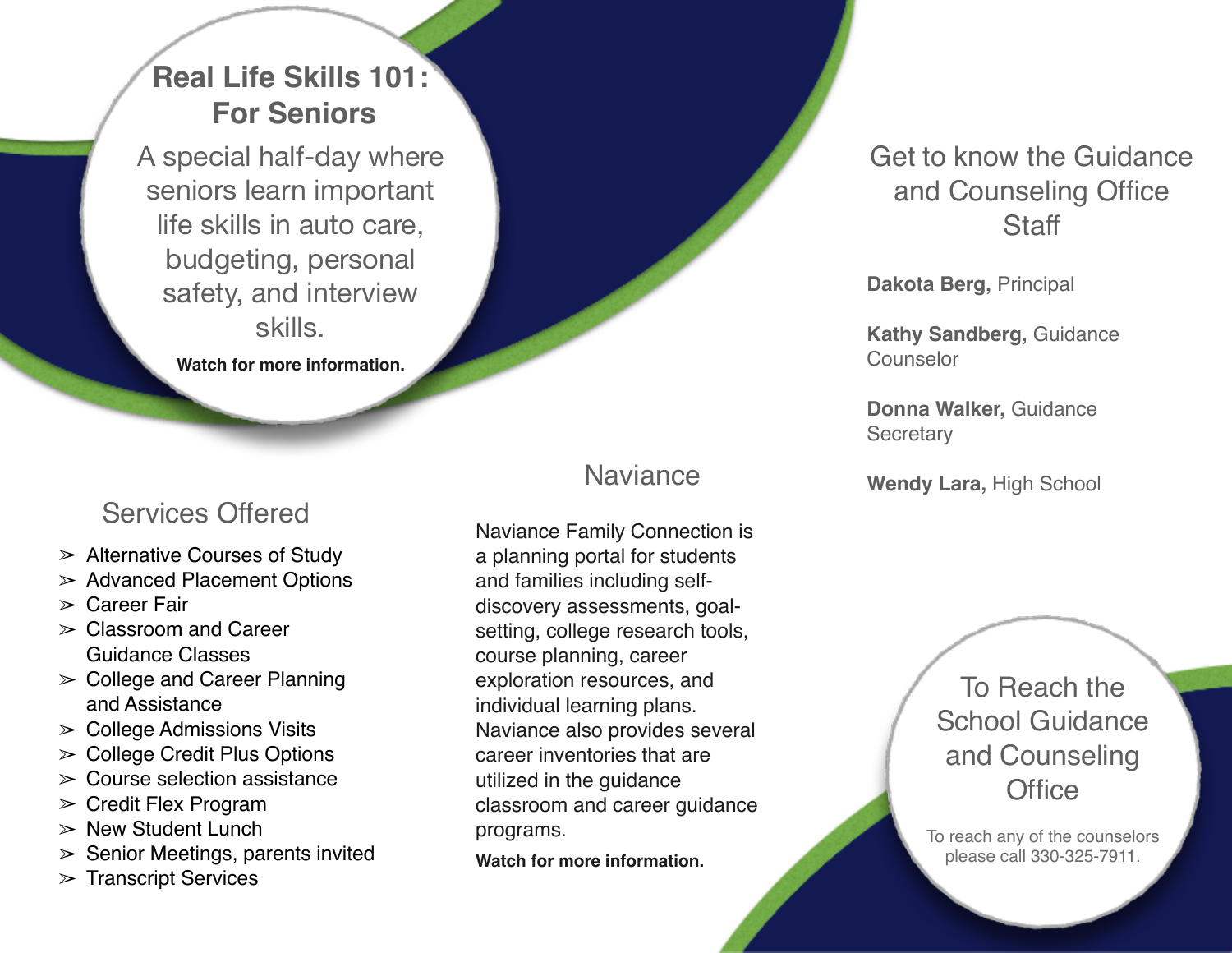## Real Life Skills 101: For Seniors

A special half-day where seniors learn important life skills in auto care, budgeting, personal safety, and interview skills.

**Watch for more information.**

## Services Offered

- Alternative Courses of Study
- Advanced Placement Options
- Career Fair
- Classroom and Career Guidance Classes
- College and Career Planning and Assistance
- College Admissions Visits
- College Credit Plus Options
- Course selection assistance
- Credit Flex Program
- New Student Lunch
- Senior Meetings, parents invited
- Transcript Services

## Naviance

Naviance Family Connection is a planning portal for students and families including self-discovery assessments, goal-setting, college research tools, course planning, career exploration resources, and individual learning plans. Naviance also provides several career inventories that are utilized in the guidance classroom and career guidance programs.

**Watch for more information.**

## Get to know the Guidance and Counseling Office Staff

**Dakota Berg,** Principal

**Kathy Sandberg,** Guidance Counselor

**Donna Walker,** Guidance Secretary

**Wendy Lara,** High School

## To Reach the School Guidance and Counseling Office

To reach any of the counselors please call 330-325-7911.